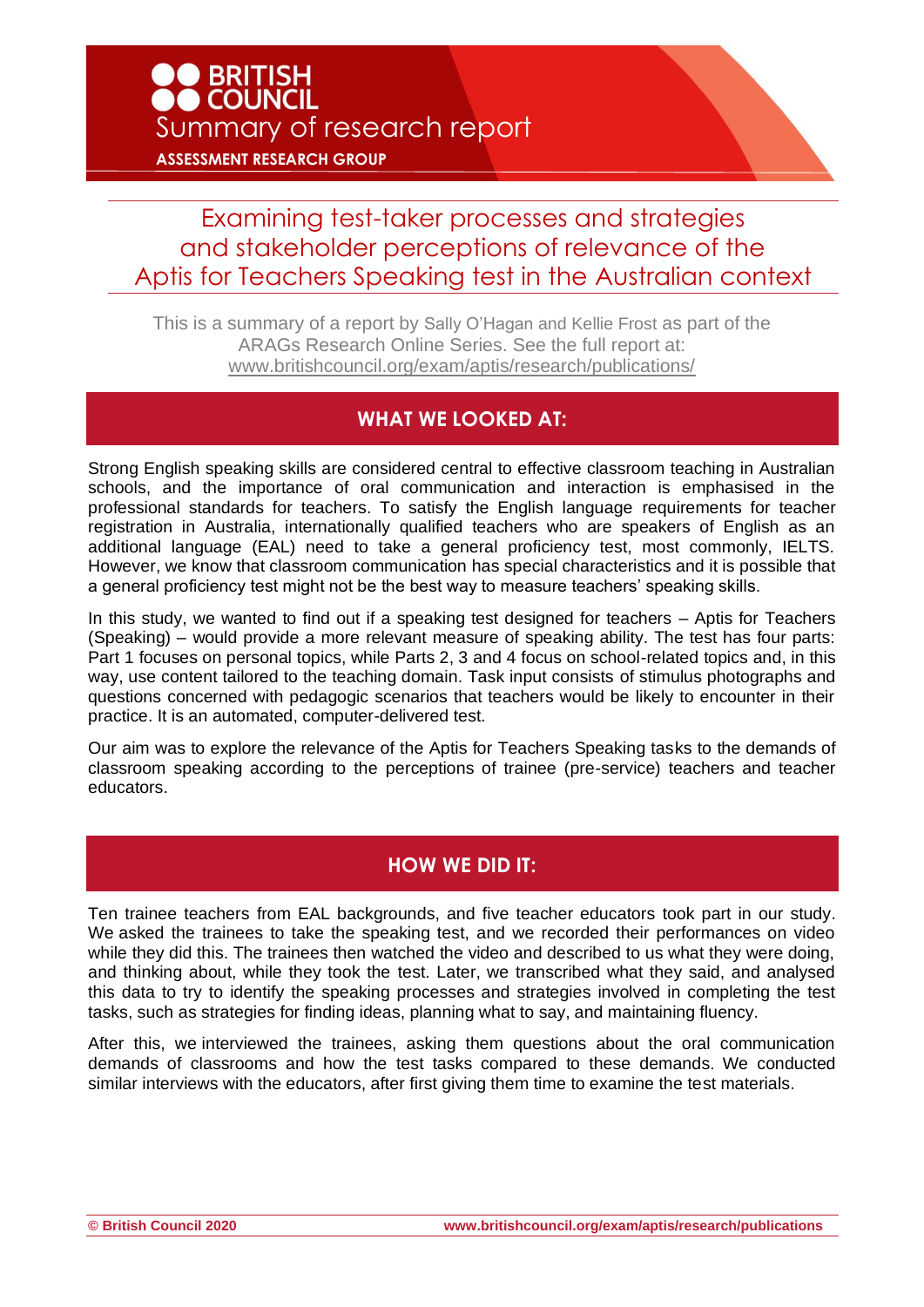BRITISH COUNCIL

Summary of research report

ASSESSMENT RESEARCH GROUP

# Examining test-taker processes and strategies and stakeholder perceptions of relevance of the Aptis for Teachers Speaking test in the Australian context

This is a summary of a report by Sally O'Hagan and Kellie Frost as part of the ARAGs Research Online Series. See the full report at: www.britishcouncil.org/exam/aptis/research/publications/

## WHAT WE LOOKED AT:

Strong English speaking skills are considered central to effective classroom teaching in Australian schools, and the importance of oral communication and interaction is emphasised in the professional standards for teachers. To satisfy the English language requirements for teacher registration in Australia, internationally qualified teachers who are speakers of English as an additional language (EAL) need to take a general proficiency test, most commonly, IELTS. However, we know that classroom communication has special characteristics and it is possible that a general proficiency test might not be the best way to measure teachers' speaking skills.

In this study, we wanted to find out if a speaking test designed for teachers – Aptis for Teachers (Speaking) – would provide a more relevant measure of speaking ability. The test has four parts: Part 1 focuses on personal topics, while Parts 2, 3 and 4 focus on school-related topics and, in this way, use content tailored to the teaching domain. Task input consists of stimulus photographs and questions concerned with pedagogic scenarios that teachers would be likely to encounter in their practice. It is an automated, computer-delivered test.

Our aim was to explore the relevance of the Aptis for Teachers Speaking tasks to the demands of classroom speaking according to the perceptions of trainee (pre-service) teachers and teacher educators.

## HOW WE DID IT:

Ten trainee teachers from EAL backgrounds, and five teacher educators took part in our study. We asked the trainees to take the speaking test, and we recorded their performances on video while they did this. The trainees then watched the video and described to us what they were doing, and thinking about, while they took the test. Later, we transcribed what they said, and analysed this data to try to identify the speaking processes and strategies involved in completing the test tasks, such as strategies for finding ideas, planning what to say, and maintaining fluency.

After this, we interviewed the trainees, asking them questions about the oral communication demands of classrooms and how the test tasks compared to these demands. We conducted similar interviews with the educators, after first giving them time to examine the test materials.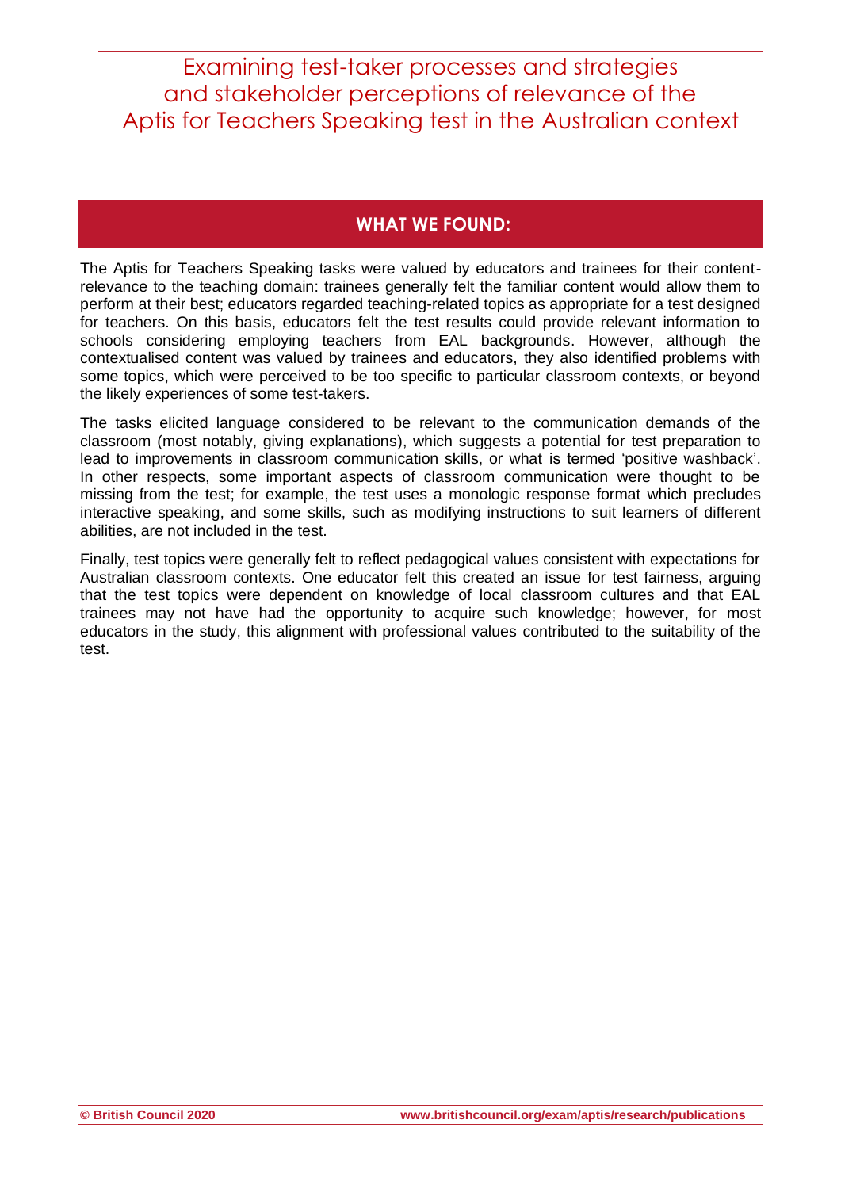# Examining test-taker processes and strategies and stakeholder perceptions of relevance of the Aptis for Teachers Speaking test in the Australian context

## WHAT WE FOUND:

The Aptis for Teachers Speaking tasks were valued by educators and trainees for their content-relevance to the teaching domain: trainees generally felt the familiar content would allow them to perform at their best; educators regarded teaching-related topics as appropriate for a test designed for teachers. On this basis, educators felt the test results could provide relevant information to schools considering employing teachers from EAL backgrounds. However, although the contextualised content was valued by trainees and educators, they also identified problems with some topics, which were perceived to be too specific to particular classroom contexts, or beyond the likely experiences of some test-takers.

The tasks elicited language considered to be relevant to the communication demands of the classroom (most notably, giving explanations), which suggests a potential for test preparation to lead to improvements in classroom communication skills, or what is termed 'positive washback'. In other respects, some important aspects of classroom communication were thought to be missing from the test; for example, the test uses a monologic response format which precludes interactive speaking, and some skills, such as modifying instructions to suit learners of different abilities, are not included in the test.

Finally, test topics were generally felt to reflect pedagogical values consistent with expectations for Australian classroom contexts. One educator felt this created an issue for test fairness, arguing that the test topics were dependent on knowledge of local classroom cultures and that EAL trainees may not have had the opportunity to acquire such knowledge; however, for most educators in the study, this alignment with professional values contributed to the suitability of the test.